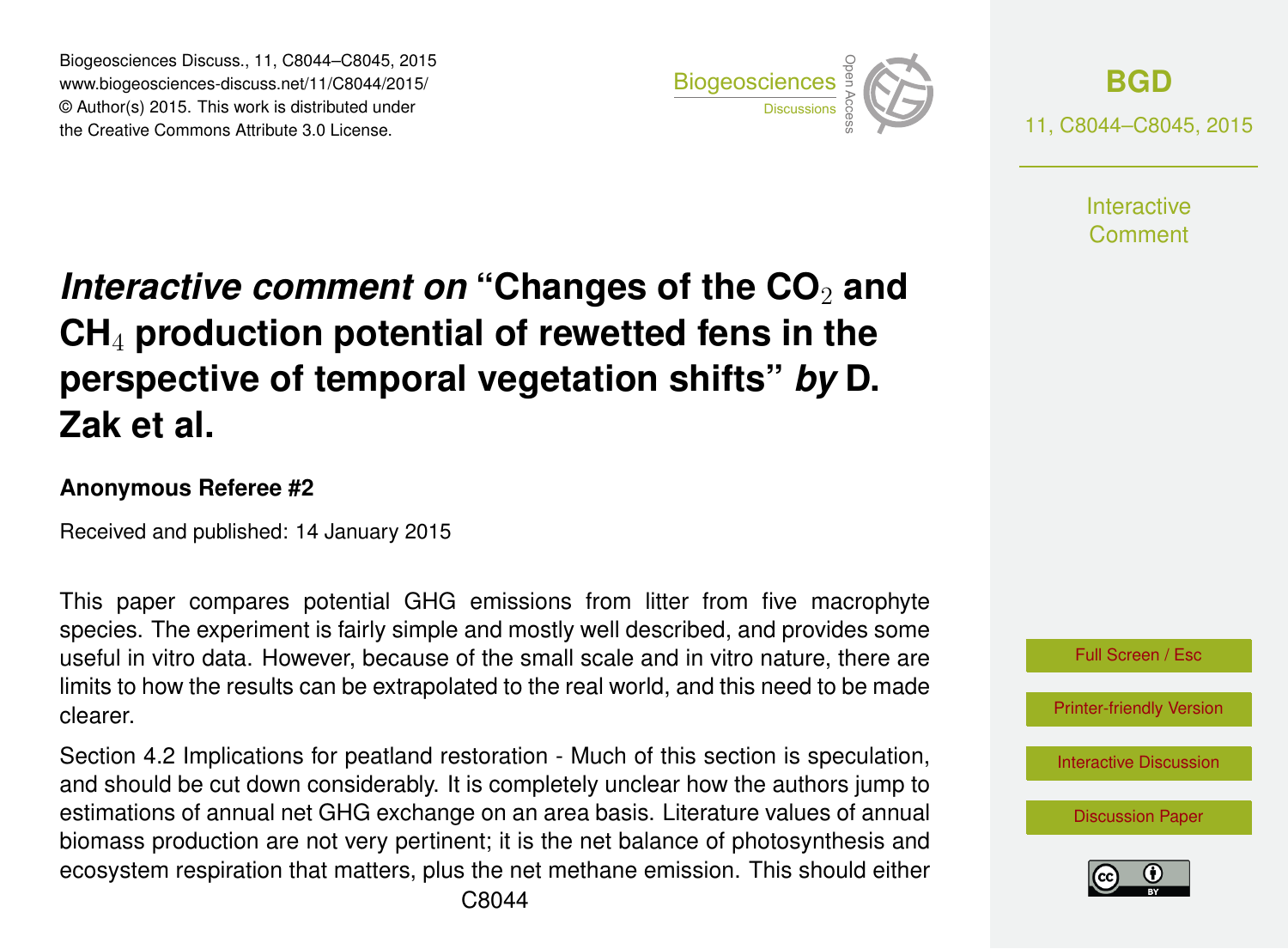# *Interactive comment on* "Changes of the $CO_2$ and $CH_4$ production potential of rewetted fens in the perspective of temporal vegetation shifts" *by* D. Zak et al.

**Anonymous Referee #2**

Received and published: 14 January 2015

This paper compares potential GHG emissions from litter from five macrophyte species. The experiment is fairly simple and mostly well described, and provides some useful in vitro data. However, because of the small scale and in vitro nature, there are limits to how the results can be extrapolated to the real world, and this need to be made clearer.

Section 4.2 Implications for peatland restoration - Much of this section is speculation, and should be cut down considerably. It is completely unclear how the authors jump to estimations of annual net GHG exchange on an area basis. Literature values of annual biomass production are not very pertinent; it is the net balance of photosynthesis and ecosystem respiration that matters, plus the net methane emission. This should either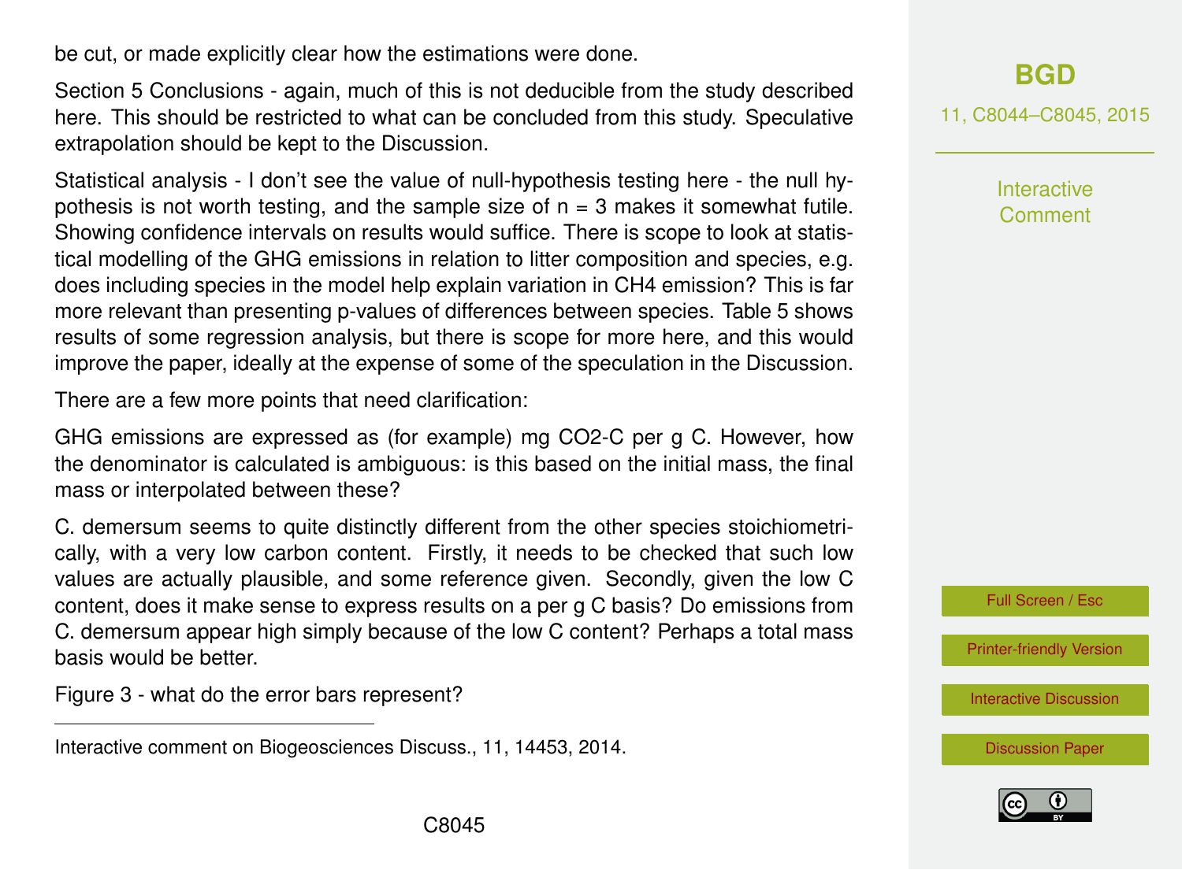be cut, or made explicitly clear how the estimations were done.

Section 5 Conclusions - again, much of this is not deducible from the study described here. This should be restricted to what can be concluded from this study. Speculative extrapolation should be kept to the Discussion.

Statistical analysis - I don't see the value of null-hypothesis testing here - the null hypothesis is not worth testing, and the sample size of $n = 3$ makes it somewhat futile. Showing confidence intervals on results would suffice. There is scope to look at statistical modelling of the GHG emissions in relation to litter composition and species, e.g. does including species in the model help explain variation in $CH_4$ emission? This is far more relevant than presenting p-values of differences between species. Table 5 shows results of some regression analysis, but there is scope for more here, and this would improve the paper, ideally at the expense of some of the speculation in the Discussion.

There are a few more points that need clarification:

GHG emissions are expressed as (for example) mg $CO_2$-C per g C. However, how the denominator is calculated is ambiguous: is this based on the initial mass, the final mass or interpolated between these?

C. demersum seems to quite distinctly different from the other species stoichiometrically, with a very low carbon content. Firstly, it needs to be checked that such low values are actually plausible, and some reference given. Secondly, given the low C content, does it make sense to express results on a per g C basis? Do emissions from C. demersum appear high simply because of the low C content? Perhaps a total mass basis would be better.

Figure 3 - what do the error bars represent?

---

Interactive comment on Biogeosciences Discuss., 11, 14453, 2014.